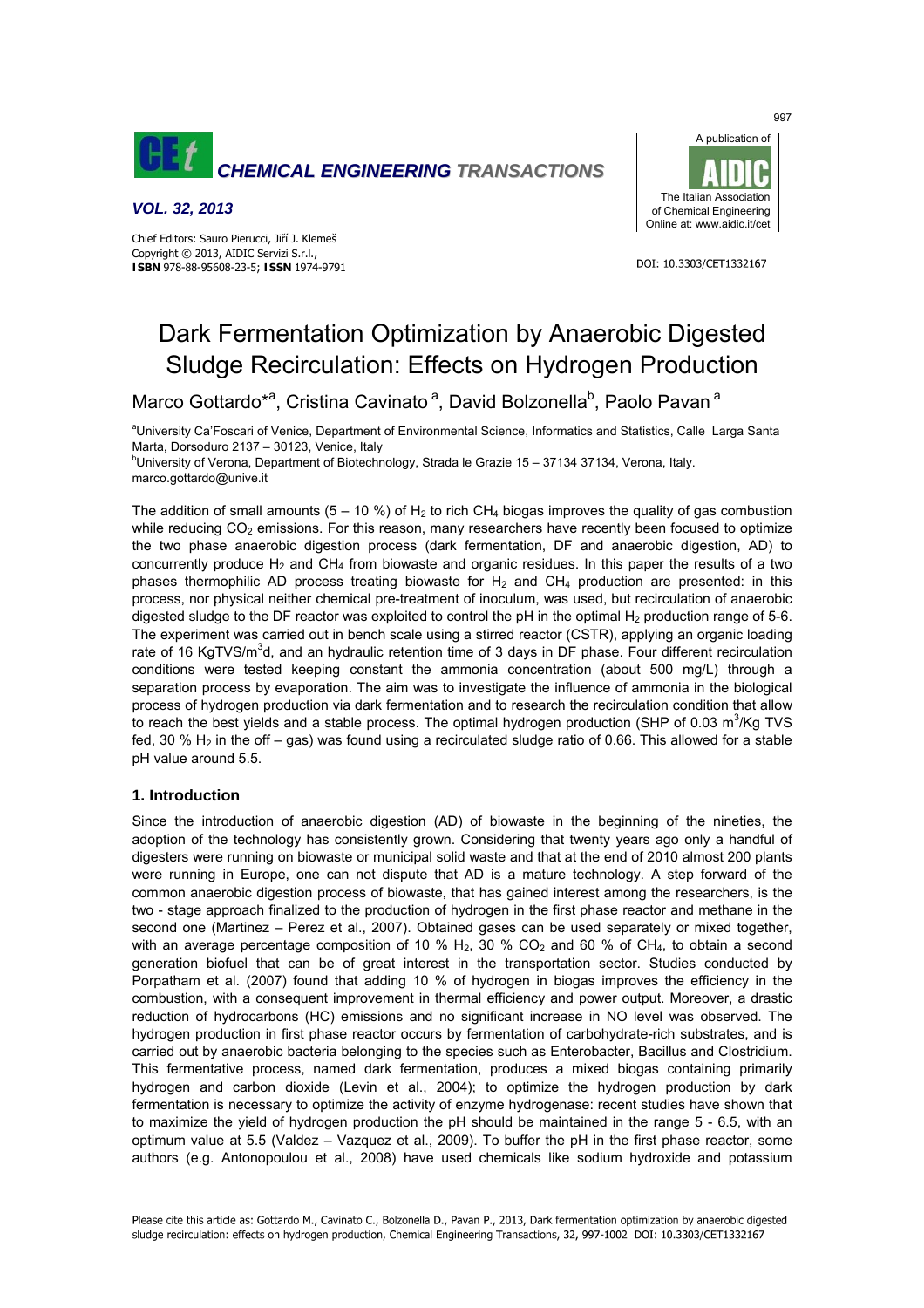# Dark Fermentation Optimization by Anaerobic Digested Sludge Recirculation: Effects on Hydrogen Production

Marco Gottardo*[a], Cristina Cavinato [a], David Bolzonella[b], Paolo Pavan [a]

[a]University Ca'Foscari of Venice, Department of Environmental Science, Informatics and Statistics, Calle Larga Santa Marta, Dorsoduro 2137 – 30123, Venice, Italy

[b]University of Verona, Department of Biotechnology, Strada le Grazie 15 – 37134 37134, Verona, Italy.

marco.gottardo@unive.it

The addition of small amounts (5 – 10 %) of $H_2$ to rich $CH_4$ biogas improves the quality of gas combustion while reducing $CO_2$ emissions. For this reason, many researchers have recently been focused to optimize the two phase anaerobic digestion process (dark fermentation, DF and anaerobic digestion, AD) to concurrently produce $H_2$ and $CH_4$ from biowaste and organic residues. In this paper the results of a two phases thermophilic AD process treating biowaste for $H_2$ and $CH_4$ production are presented: in this process, nor physical neither chemical pre-treatment of inoculum, was used, but recirculation of anaerobic digested sludge to the DF reactor was exploited to control the pH in the optimal $H_2$ production range of 5-6. The experiment was carried out in bench scale using a stirred reactor (CSTR), applying an organic loading rate of 16 KgTVS/m$^3$d, and an hydraulic retention time of 3 days in DF phase. Four different recirculation conditions were tested keeping constant the ammonia concentration (about 500 mg/L) through a separation process by evaporation. The aim was to investigate the influence of ammonia in the biological process of hydrogen production via dark fermentation and to research the recirculation condition that allow to reach the best yields and a stable process. The optimal hydrogen production (SHP of 0.03 m$^3$/Kg TVS fed, 30 % $H_2$ in the off – gas) was found using a recirculated sludge ratio of 0.66. This allowed for a stable pH value around 5.5.

## 1. Introduction

Since the introduction of anaerobic digestion (AD) of biowaste in the beginning of the nineties, the adoption of the technology has consistently grown. Considering that twenty years ago only a handful of digesters were running on biowaste or municipal solid waste and that at the end of 2010 almost 200 plants were running in Europe, one can not dispute that AD is a mature technology. A step forward of the common anaerobic digestion process of biowaste, that has gained interest among the researchers, is the two - stage approach finalized to the production of hydrogen in the first phase reactor and methane in the second one (Martinez – Perez et al., 2007). Obtained gases can be used separately or mixed together, with an average percentage composition of 10 % $H_2$, 30 % $CO_2$ and 60 % of $CH_4$, to obtain a second generation biofuel that can be of great interest in the transportation sector. Studies conducted by Porpatham et al. (2007) found that adding 10 % of hydrogen in biogas improves the efficiency in the combustion, with a consequent improvement in thermal efficiency and power output. Moreover, a drastic reduction of hydrocarbons (HC) emissions and no significant increase in NO level was observed. The hydrogen production in first phase reactor occurs by fermentation of carbohydrate-rich substrates, and is carried out by anaerobic bacteria belonging to the species such as Enterobacter, Bacillus and Clostridium. This fermentative process, named dark fermentation, produces a mixed biogas containing primarily hydrogen and carbon dioxide (Levin et al., 2004); to optimize the hydrogen production by dark fermentation is necessary to optimize the activity of enzyme hydrogenase: recent studies have shown that to maximize the yield of hydrogen production the pH should be maintained in the range 5 - 6.5, with an optimum value at 5.5 (Valdez – Vazquez et al., 2009). To buffer the pH in the first phase reactor, some authors (e.g. Antonopoulou et al., 2008) have used chemicals like sodium hydroxide and potassium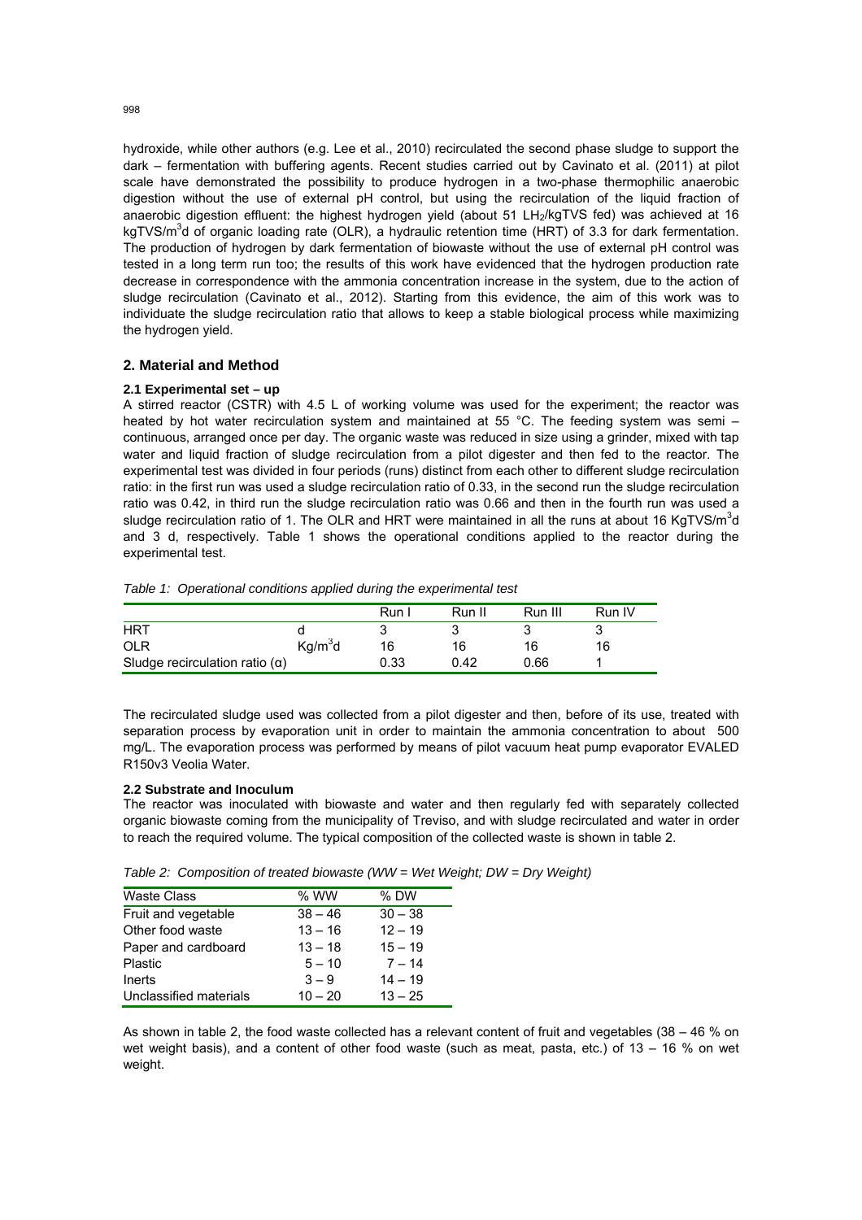hydroxide, while other authors (e.g. Lee et al., 2010) recirculated the second phase sludge to support the dark – fermentation with buffering agents. Recent studies carried out by Cavinato et al. (2011) at pilot scale have demonstrated the possibility to produce hydrogen in a two-phase thermophilic anaerobic digestion without the use of external pH control, but using the recirculation of the liquid fraction of anaerobic digestion effluent: the highest hydrogen yield (about 51 $LH_2$/kgTVS fed) was achieved at 16 kgTVS/$m^3$d of organic loading rate (OLR), a hydraulic retention time (HRT) of 3.3 for dark fermentation. The production of hydrogen by dark fermentation of biowaste without the use of external pH control was tested in a long term run too; the results of this work have evidenced that the hydrogen production rate decrease in correspondence with the ammonia concentration increase in the system, due to the action of sludge recirculation (Cavinato et al., 2012). Starting from this evidence, the aim of this work was to individuate the sludge recirculation ratio that allows to keep a stable biological process while maximizing the hydrogen yield.

## 2. Material and Method

### 2.1 Experimental set – up

A stirred reactor (CSTR) with 4.5 L of working volume was used for the experiment; the reactor was heated by hot water recirculation system and maintained at 55 °C. The feeding system was semi – continuous, arranged once per day. The organic waste was reduced in size using a grinder, mixed with tap water and liquid fraction of sludge recirculation from a pilot digester and then fed to the reactor. The experimental test was divided in four periods (runs) distinct from each other to different sludge recirculation ratio: in the first run was used a sludge recirculation ratio of 0.33, in the second run the sludge recirculation ratio was 0.42, in third run the sludge recirculation ratio was 0.66 and then in the fourth run was used a sludge recirculation ratio of 1. The OLR and HRT were maintained in all the runs at about 16 KgTVS/$m^3$d and 3 d, respectively. Table 1 shows the operational conditions applied to the reactor during the experimental test.

*Table 1: Operational conditions applied during the experimental test*

| | | Run I | Run II | Run III | Run IV |
|---|---|---|---|---|---|
| HRT | d | 3 | 3 | 3 | 3 |
| OLR | Kg/$m^3$d | 16 | 16 | 16 | 16 |
| Sludge recirculation ratio ($\alpha$) | | 0.33 | 0.42 | 0.66 | 1 |

The recirculated sludge used was collected from a pilot digester and then, before of its use, treated with separation process by evaporation unit in order to maintain the ammonia concentration to about 500 mg/L. The evaporation process was performed by means of pilot vacuum heat pump evaporator EVALED R150v3 Veolia Water.

### 2.2 Substrate and Inoculum

The reactor was inoculated with biowaste and water and then regularly fed with separately collected organic biowaste coming from the municipality of Treviso, and with sludge recirculated and water in order to reach the required volume. The typical composition of the collected waste is shown in table 2.

*Table 2: Composition of treated biowaste (WW = Wet Weight; DW = Dry Weight)*

| Waste Class | % WW | % DW |
|---|---|---|
| Fruit and vegetable | 38 – 46 | 30 – 38 |
| Other food waste | 13 – 16 | 12 – 19 |
| Paper and cardboard | 13 – 18 | 15 – 19 |
| Plastic | 5 – 10 | 7 – 14 |
| Inerts | 3 – 9 | 14 – 19 |
| Unclassified materials | 10 – 20 | 13 – 25 |

As shown in table 2, the food waste collected has a relevant content of fruit and vegetables (38 – 46 % on wet weight basis), and a content of other food waste (such as meat, pasta, etc.) of 13 – 16 % on wet weight.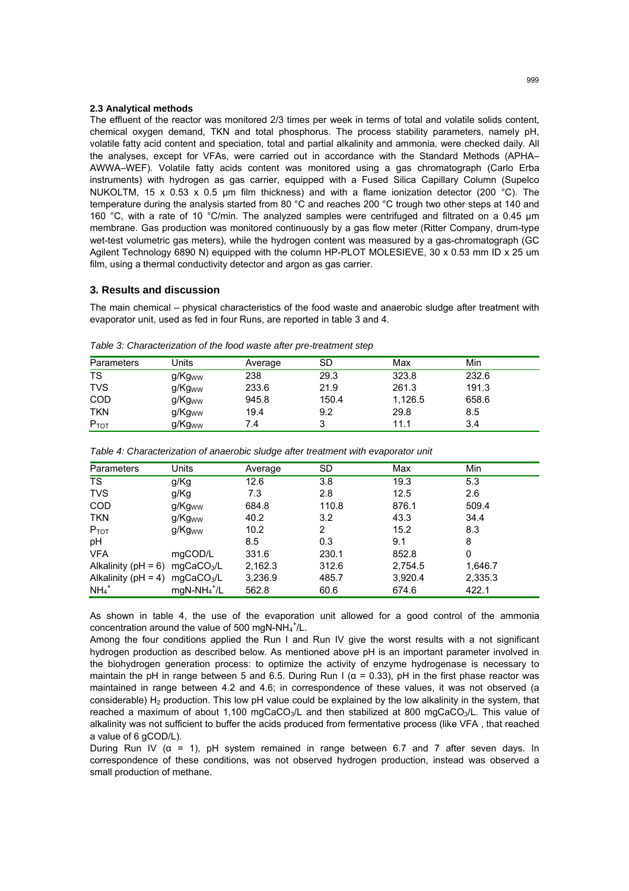### 2.3 Analytical methods

The effluent of the reactor was monitored 2/3 times per week in terms of total and volatile solids content, chemical oxygen demand, TKN and total phosphorus. The process stability parameters, namely pH, volatile fatty acid content and speciation, total and partial alkalinity and ammonia, were checked daily. All the analyses, except for VFAs, were carried out in accordance with the Standard Methods (APHA–AWWA–WEF). Volatile fatty acids content was monitored using a gas chromatograph (Carlo Erba instruments) with hydrogen as gas carrier, equipped with a Fused Silica Capillary Column (Supelco NUKOLTM, 15 x 0.53 x 0.5 µm film thickness) and with a flame ionization detector (200 °C). The temperature during the analysis started from 80 °C and reaches 200 °C trough two other steps at 140 and 160 °C, with a rate of 10 °C/min. The analyzed samples were centrifuged and filtrated on a 0.45 µm membrane. Gas production was monitored continuously by a gas flow meter (Ritter Company, drum-type wet-test volumetric gas meters), while the hydrogen content was measured by a gas-chromatograph (GC Agilent Technology 6890 N) equipped with the column HP-PLOT MOLESIEVE, 30 x 0.53 mm ID x 25 um film, using a thermal conductivity detector and argon as gas carrier.

## 3. Results and discussion

The main chemical – physical characteristics of the food waste and anaerobic sludge after treatment with evaporator unit, used as fed in four Runs, are reported in table 3 and 4.

*Table 3: Characterization of the food waste after pre-treatment step*

| Parameters | Units | Average | SD | Max | Min |
|---|---|---|---|---|---|
| TS | $g/Kg_{WW}$ | 238 | 29.3 | 323.8 | 232.6 |
| TVS | $g/Kg_{WW}$ | 233.6 | 21.9 | 261.3 | 191.3 |
| COD | $g/Kg_{WW}$ | 945.8 | 150.4 | 1,126.5 | 658.6 |
| TKN | $g/Kg_{WW}$ | 19.4 | 9.2 | 29.8 | 8.5 |
| $P_{TOT}$ | $g/Kg_{WW}$ | 7.4 | 3 | 11.1 | 3.4 |

*Table 4: Characterization of anaerobic sludge after treatment with evaporator unit*

| Parameters | Units | Average | SD | Max | Min |
|---|---|---|---|---|---|
| TS | g/Kg | 12.6 | 3.8 | 19.3 | 5.3 |
| TVS | g/Kg | 7.3 | 2.8 | 12.5 | 2.6 |
| COD | $g/Kg_{WW}$ | 684.8 | 110.8 | 876.1 | 509.4 |
| TKN | $g/Kg_{WW}$ | 40.2 | 3.2 | 43.3 | 34.4 |
| $P_{TOT}$ | $g/Kg_{WW}$ | 10.2 | 2 | 15.2 | 8.3 |
| pH | | 8.5 | 0.3 | 9.1 | 8 |
| VFA | mgCOD/L | 331.6 | 230.1 | 852.8 | 0 |
| Alkalinity (pH = 6) | $mgCaCO_3/L$ | 2,162.3 | 312.6 | 2,754.5 | 1,646.7 |
| Alkalinity (pH = 4) | $mgCaCO_3/L$ | 3,236.9 | 485.7 | 3,920.4 | 2,335.3 |
| $NH_4^+$ | $mgN\text{-}NH_4^+/L$ | 562.8 | 60.6 | 674.6 | 422.1 |

As shown in table 4, the use of the evaporation unit allowed for a good control of the ammonia concentration around the value of 500 $mgN\text{-}NH_4^+/L$.

Among the four conditions applied the Run I and Run IV give the worst results with a not significant hydrogen production as described below. As mentioned above pH is an important parameter involved in the biohydrogen generation process: to optimize the activity of enzyme hydrogenase is necessary to maintain the pH in range between 5 and 6.5. During Run I ($\alpha$ = 0.33), pH in the first phase reactor was maintained in range between 4.2 and 4.6; in correspondence of these values, it was not observed (a considerable) $H_2$ production. This low pH value could be explained by the low alkalinity in the system, that reached a maximum of about 1,100 $mgCaCO_3/L$ and then stabilized at 800 $mgCaCO_3/L$. This value of alkalinity was not sufficient to buffer the acids produced from fermentative process (like VFA , that reached a value of 6 gCOD/L).

During Run IV ($\alpha$ = 1), pH system remained in range between 6.7 and 7 after seven days. In correspondence of these conditions, was not observed hydrogen production, instead was observed a small production of methane.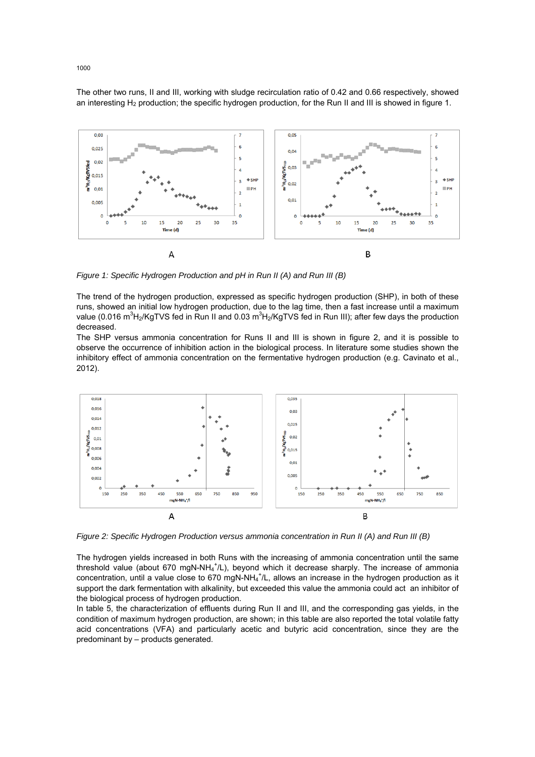The other two runs, II and III, working with sludge recirculation ratio of 0.42 and 0.66 respectively, showed an interesting $H_2$ production; the specific hydrogen production, for the Run II and III is showed in figure 1.

Figure 1: Specific Hydrogen Production and pH in Run II (A) and Run III (B)

The trend of the hydrogen production, expressed as specific hydrogen production (SHP), in both of these runs, showed an initial low hydrogen production, due to the lag time, then a fast increase until a maximum value (0.016 $m^3H_2$/KgTVS fed in Run II and 0.03 $m^3H_2$/KgTVS fed in Run III); after few days the production decreased.

The SHP versus ammonia concentration for Runs II and III is shown in figure 2, and it is possible to observe the occurrence of inhibition action in the biological process. In literature some studies shown the inhibitory effect of ammonia concentration on the fermentative hydrogen production (e.g. Cavinato et al., 2012).

Figure 2: Specific Hydrogen Production versus ammonia concentration in Run II (A) and Run III (B)

The hydrogen yields increased in both Runs with the increasing of ammonia concentration until the same threshold value (about 670 mgN-$NH_4^+$/L), beyond which it decrease sharply. The increase of ammonia concentration, until a value close to 670 mgN-$NH_4^+$/L, allows an increase in the hydrogen production as it support the dark fermentation with alkalinity, but exceeded this value the ammonia could act an inhibitor of the biological process of hydrogen production.

In table 5, the characterization of effluents during Run II and III, and the corresponding gas yields, in the condition of maximum hydrogen production, are shown; in this table are also reported the total volatile fatty acid concentrations (VFA) and particularly acetic and butyric acid concentration, since they are the predominant by – products generated.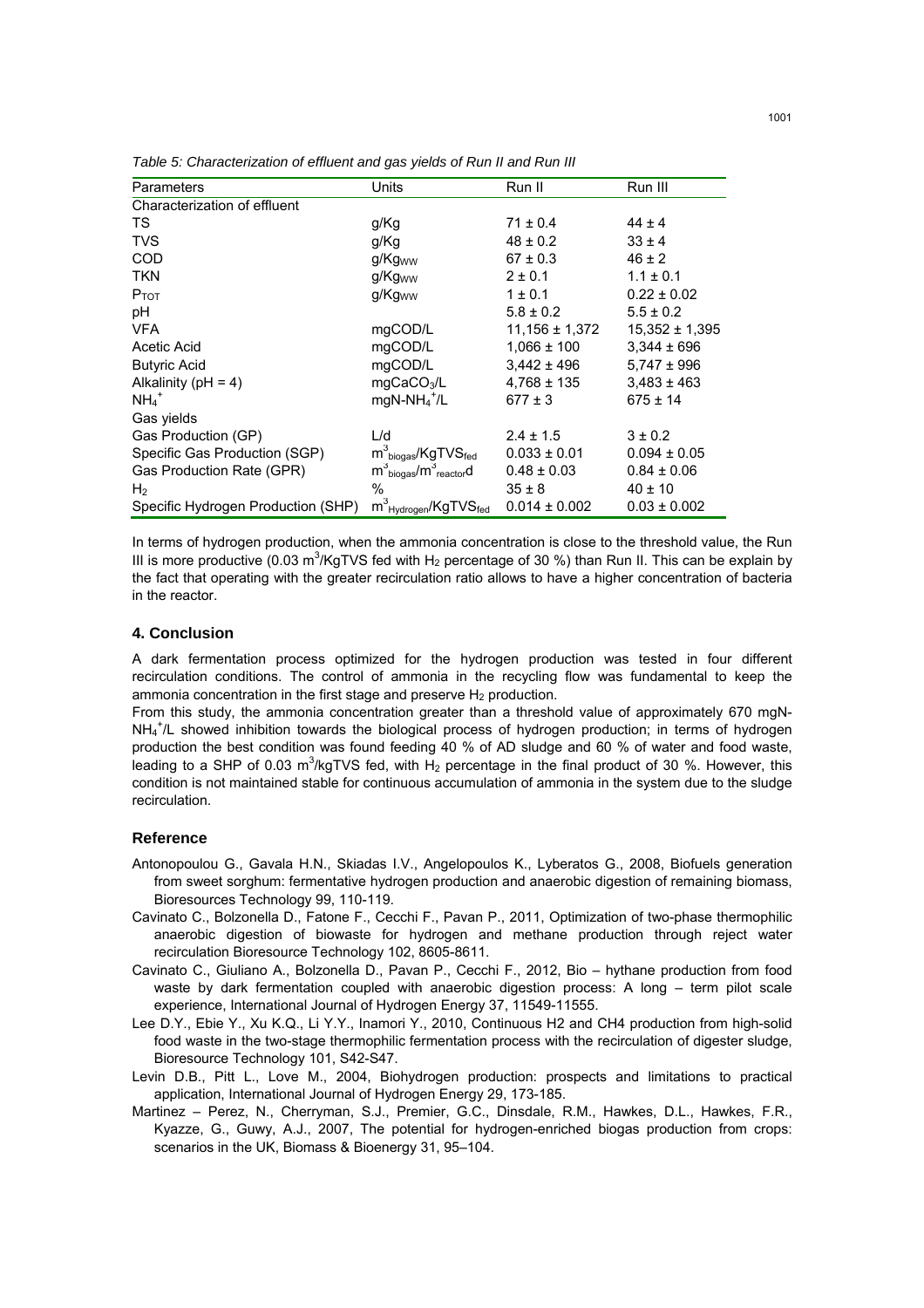*Table 5: Characterization of effluent and gas yields of Run II and Run III*

| Parameters | Units | Run II | Run III |
|---|---|---|---|
| Characterization of effluent | | | |
| TS | g/Kg | 71 ± 0.4 | 44 ± 4 |
| TVS | g/Kg | 48 ± 0.2 | 33 ± 4 |
| COD | $g/Kg_{WW}$ | 67 ± 0.3 | 46 ± 2 |
| TKN | $g/Kg_{WW}$ | 2 ± 0.1 | 1.1 ± 0.1 |
| $P_{TOT}$ | $g/Kg_{WW}$ | 1 ± 0.1 | 0.22 ± 0.02 |
| pH | | 5.8 ± 0.2 | 5.5 ± 0.2 |
| VFA | mgCOD/L | 11,156 ± 1,372 | 15,352 ± 1,395 |
| Acetic Acid | mgCOD/L | 1,066 ± 100 | 3,344 ± 696 |
| Butyric Acid | mgCOD/L | 3,442 ± 496 | 5,747 ± 996 |
| Alkalinity (pH = 4) | $mgCaCO_3/L$ | 4,768 ± 135 | 3,483 ± 463 |
| $NH_4^+$ | $mgN\text{-}NH_4^+/L$ | 677 ± 3 | 675 ± 14 |
| Gas yields | | | |
| Gas Production (GP) | L/d | 2.4 ± 1.5 | 3 ± 0.2 |
| Specific Gas Production (SGP) | $m^3_{biogas}/KgTVS_{fed}$ | 0.033 ± 0.01 | 0.094 ± 0.05 |
| Gas Production Rate (GPR) | $m^3_{biogas}/m^3_{reactor}d$ | 0.48 ± 0.03 | 0.84 ± 0.06 |
| $H_2$ | % | 35 ± 8 | 40 ± 10 |
| Specific Hydrogen Production (SHP) | $m^3_{Hydrogen}/KgTVS_{fed}$ | 0.014 ± 0.002 | 0.03 ± 0.002 |

In terms of hydrogen production, when the ammonia concentration is close to the threshold value, the Run III is more productive (0.03 $m^3$/KgTVS fed with $H_2$ percentage of 30 %) than Run II. This can be explain by the fact that operating with the greater recirculation ratio allows to have a higher concentration of bacteria in the reactor.

## 4. Conclusion

A dark fermentation process optimized for the hydrogen production was tested in four different recirculation conditions. The control of ammonia in the recycling flow was fundamental to keep the ammonia concentration in the first stage and preserve $H_2$ production.

From this study, the ammonia concentration greater than a threshold value of approximately 670 mgN-$NH_4^+$/L showed inhibition towards the biological process of hydrogen production; in terms of hydrogen production the best condition was found feeding 40 % of AD sludge and 60 % of water and food waste, leading to a SHP of 0.03 $m^3$/kgTVS fed, with $H_2$ percentage in the final product of 30 %. However, this condition is not maintained stable for continuous accumulation of ammonia in the system due to the sludge recirculation.

## Reference

Antonopoulou G., Gavala H.N., Skiadas I.V., Angelopoulos K., Lyberatos G., 2008, Biofuels generation from sweet sorghum: fermentative hydrogen production and anaerobic digestion of remaining biomass, Bioresources Technology 99, 110-119.

Cavinato C., Bolzonella D., Fatone F., Cecchi F., Pavan P., 2011, Optimization of two-phase thermophilic anaerobic digestion of biowaste for hydrogen and methane production through reject water recirculation Bioresource Technology 102, 8605-8611.

Cavinato C., Giuliano A., Bolzonella D., Pavan P., Cecchi F., 2012, Bio – hythane production from food waste by dark fermentation coupled with anaerobic digestion process: A long – term pilot scale experience, International Journal of Hydrogen Energy 37, 11549-11555.

Lee D.Y., Ebie Y., Xu K.Q., Li Y.Y., Inamori Y., 2010, Continuous H2 and CH4 production from high-solid food waste in the two-stage thermophilic fermentation process with the recirculation of digester sludge, Bioresource Technology 101, S42-S47.

Levin D.B., Pitt L., Love M., 2004, Biohydrogen production: prospects and limitations to practical application, International Journal of Hydrogen Energy 29, 173-185.

Martinez – Perez, N., Cherryman, S.J., Premier, G.C., Dinsdale, R.M., Hawkes, D.L., Hawkes, F.R., Kyazze, G., Guwy, A.J., 2007, The potential for hydrogen-enriched biogas production from crops: scenarios in the UK, Biomass & Bioenergy 31, 95–104.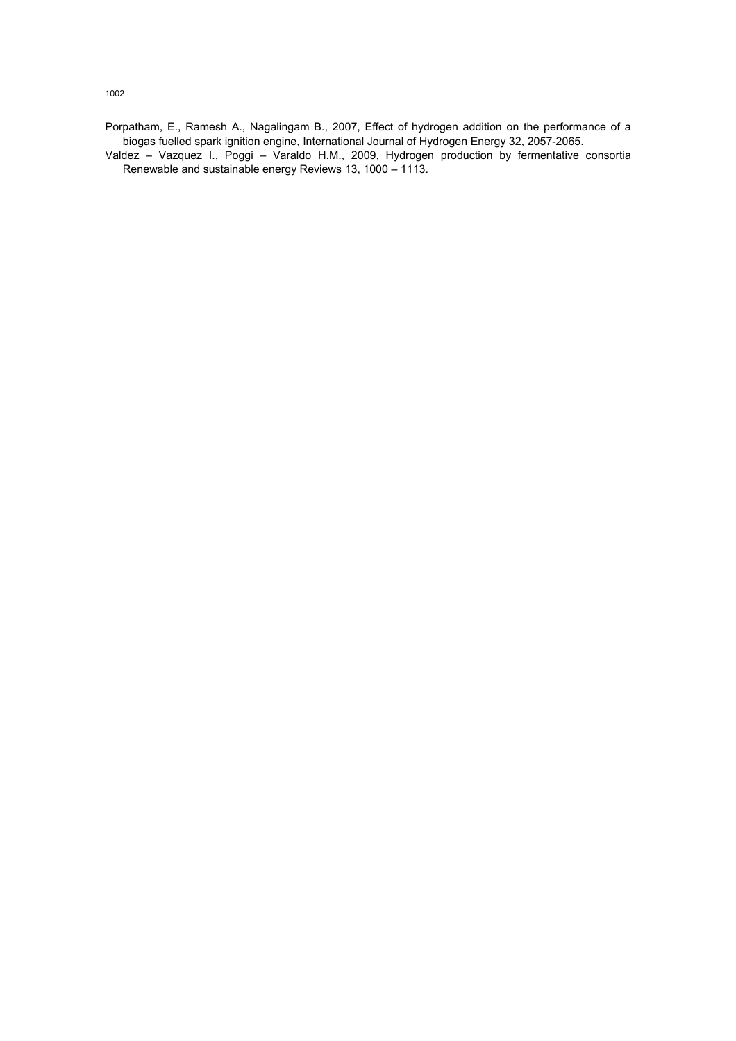Porpatham, E., Ramesh A., Nagalingam B., 2007, Effect of hydrogen addition on the performance of a biogas fuelled spark ignition engine, International Journal of Hydrogen Energy 32, 2057-2065.

Valdez – Vazquez I., Poggi – Varaldo H.M., 2009, Hydrogen production by fermentative consortia Renewable and sustainable energy Reviews 13, 1000 – 1113.